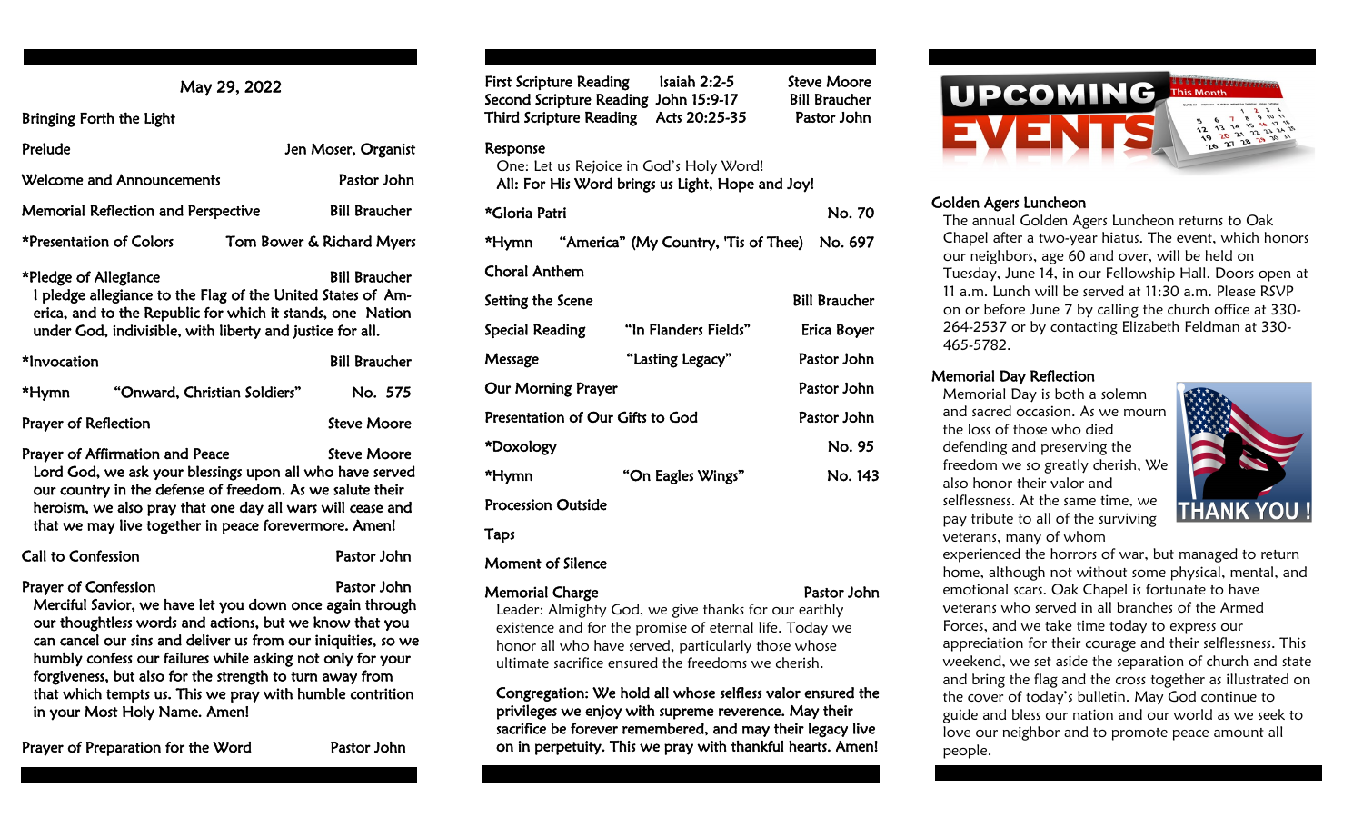May 29, 2022

Bringing Forth the Light

Prelude — Jen Moser, Organist

Welcome and Announcements — Pastor John

Memorial Reflection and Perspective — Bill Braucher

*Presentation of Colors — Tom Bower & Richard Myers

*Pledge of Allegiance — Bill Braucher

I pledge allegiance to the Flag of the United States of America, and to the Republic for which it stands, one Nation under God, indivisible, with liberty and justice for all.

*Invocation — Bill Braucher

*Hymn — "Onward, Christian Soldiers" — No. 575

Prayer of Reflection — Steve Moore

Prayer of Affirmation and Peace — Steve Moore

Lord God, we ask your blessings upon all who have served our country in the defense of freedom. As we salute their heroism, we also pray that one day all wars will cease and that we may live together in peace forevermore. Amen!

Call to Confession — Pastor John

Prayer of Confession — Pastor John

Merciful Savior, we have let you down once again through our thoughtless words and actions, but we know that you can cancel our sins and deliver us from our iniquities, so we humbly confess our failures while asking not only for your forgiveness, but also for the strength to turn away from that which tempts us. This we pray with humble contrition in your Most Holy Name. Amen!

Prayer of Preparation for the Word — Pastor John

First Scripture Reading — Isaiah 2:2-5 — Steve Moore

Second Scripture Reading — John 15:9-17 — Bill Braucher

Third Scripture Reading — Acts 20:25-35 — Pastor John

Response

One: Let us Rejoice in God's Holy Word!

**All: For His Word brings us Light, Hope and Joy!**

*Gloria Patri — No. 70

*Hymn — "America" (My Country, 'Tis of Thee) — No. 697

Choral Anthem

Setting the Scene — Bill Braucher

Special Reading — "In Flanders Fields" — Erica Boyer

Message — "Lasting Legacy" — Pastor John

Our Morning Prayer — Pastor John

Presentation of Our Gifts to God — Pastor John

*Doxology — No. 95

*Hymn — "On Eagles Wings" — No. 143

Procession Outside

Taps

Moment of Silence

Memorial Charge — Pastor John

Leader: Almighty God, we give thanks for our earthly existence and for the promise of eternal life. Today we honor all who have served, particularly those whose ultimate sacrifice ensured the freedoms we cherish.

**Congregation: We hold all whose selfless valor ensured the privileges we enjoy with supreme reverence. May their sacrifice be forever remembered, and may their legacy live on in perpetuity. This we pray with thankful hearts. Amen!**

# UPCOMING EVENTS

## Golden Agers Luncheon

The annual Golden Agers Luncheon returns to Oak Chapel after a two-year hiatus. The event, which honors our neighbors, age 60 and over, will be held on Tuesday, June 14, in our Fellowship Hall. Doors open at 11 a.m. Lunch will be served at 11:30 a.m. Please RSVP on or before June 7 by calling the church office at 330-264-2537 or by contacting Elizabeth Feldman at 330-465-5782.

## Memorial Day Reflection

Memorial Day is both a solemn and sacred occasion. As we mourn the loss of those who died defending and preserving the freedom we so greatly cherish, We also honor their valor and selflessness. At the same time, we pay tribute to all of the surviving veterans, many of whom experienced the horrors of war, but managed to return home, although not without some physical, mental, and emotional scars. Oak Chapel is fortunate to have veterans who served in all branches of the Armed Forces, and we take time today to express our appreciation for their courage and their selflessness. This weekend, we set aside the separation of church and state and bring the flag and the cross together as illustrated on the cover of today's bulletin. May God continue to guide and bless our nation and our world as we seek to love our neighbor and to promote peace amount all people.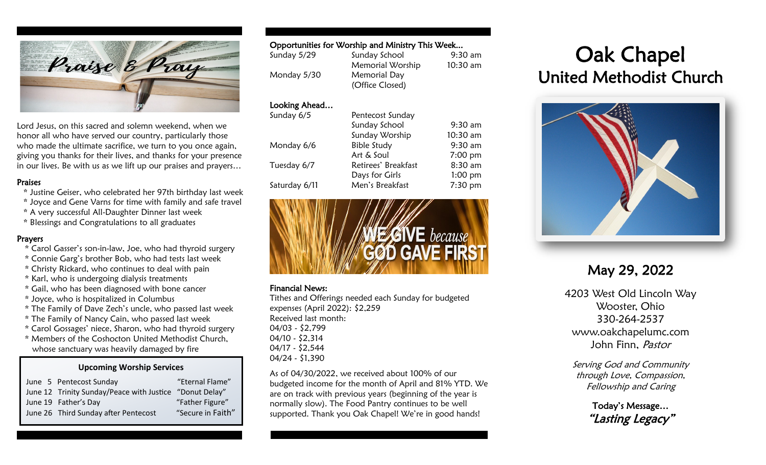Praise & Pray

Lord Jesus, on this sacred and solemn weekend, when we honor all who have served our country, particularly those who made the ultimate sacrifice, we turn to you once again, giving you thanks for their lives, and thanks for your presence in our lives. Be with us as we lift up our praises and prayers…

**Praises**

* Justine Geiser, who celebrated her 97th birthday last week
* Joyce and Gene Varns for time with family and safe travel
* A very successful All-Daughter Dinner last week
* Blessings and Congratulations to all graduates

**Prayers**

* Carol Gasser's son-in-law, Joe, who had thyroid surgery
* Connie Garg's brother Bob, who had tests last week
* Christy Rickard, who continues to deal with pain
* Karl, who is undergoing dialysis treatments
* Gail, who has been diagnosed with bone cancer
* Joyce, who is hospitalized in Columbus
* The Family of Dave Zech's uncle, who passed last week
* The Family of Nancy Cain, who passed last week
* Carol Gossages' niece, Sharon, who had thyroid surgery
* Members of the Coshocton United Methodist Church, whose sanctuary was heavily damaged by fire

**Upcoming Worship Services**

| | | |
|---|---|---|
| June 5 | Pentecost Sunday | "Eternal Flame" |
| June 12 | Trinity Sunday/Peace with Justice | "Donut Delay" |
| June 19 | Father's Day | "Father Figure" |
| June 26 | Third Sunday after Pentecost | "Secure in Faith" |

**Opportunities for Worship and Ministry This Week…**

| | | |
|---|---|---|
| Sunday 5/29 | Sunday School | 9:30 am |
| | Memorial Worship | 10:30 am |
| Monday 5/30 | Memorial Day (Office Closed) | |

**Looking Ahead…**

| | | |
|---|---|---|
| Sunday 6/5 | Pentecost Sunday | |
| | Sunday School | 9:30 am |
| | Sunday Worship | 10:30 am |
| Monday 6/6 | Bible Study | 9:30 am |
| | Art & Soul | 7:00 pm |
| Tuesday 6/7 | Retirees' Breakfast | 8:30 am |
| | Days for Girls | 1:00 pm |
| Saturday 6/11 | Men's Breakfast | 7:30 pm |

WE GIVE because GOD GAVE FIRST

**Financial News:**

Tithes and Offerings needed each Sunday for budgeted expenses (April 2022): $2,259
Received last month:
04/03 - $2,799
04/10 - $2,314
04/17 - $2,544
04/24 - $1,390

As of 04/30/2022, we received about 100% of our budgeted income for the month of April and 81% YTD. We are on track with previous years (beginning of the year is normally slow). The Food Pantry continues to be well supported. Thank you Oak Chapel! We're in good hands!

# Oak Chapel
## United Methodist Church

## May 29, 2022

4203 West Old Lincoln Way
Wooster, Ohio
330-264-2537
www.oakchapelumc.com
John Finn, *Pastor*

*Serving God and Community through Love, Compassion, Fellowship and Caring*

**Today's Message…**
***"Lasting Legacy"***